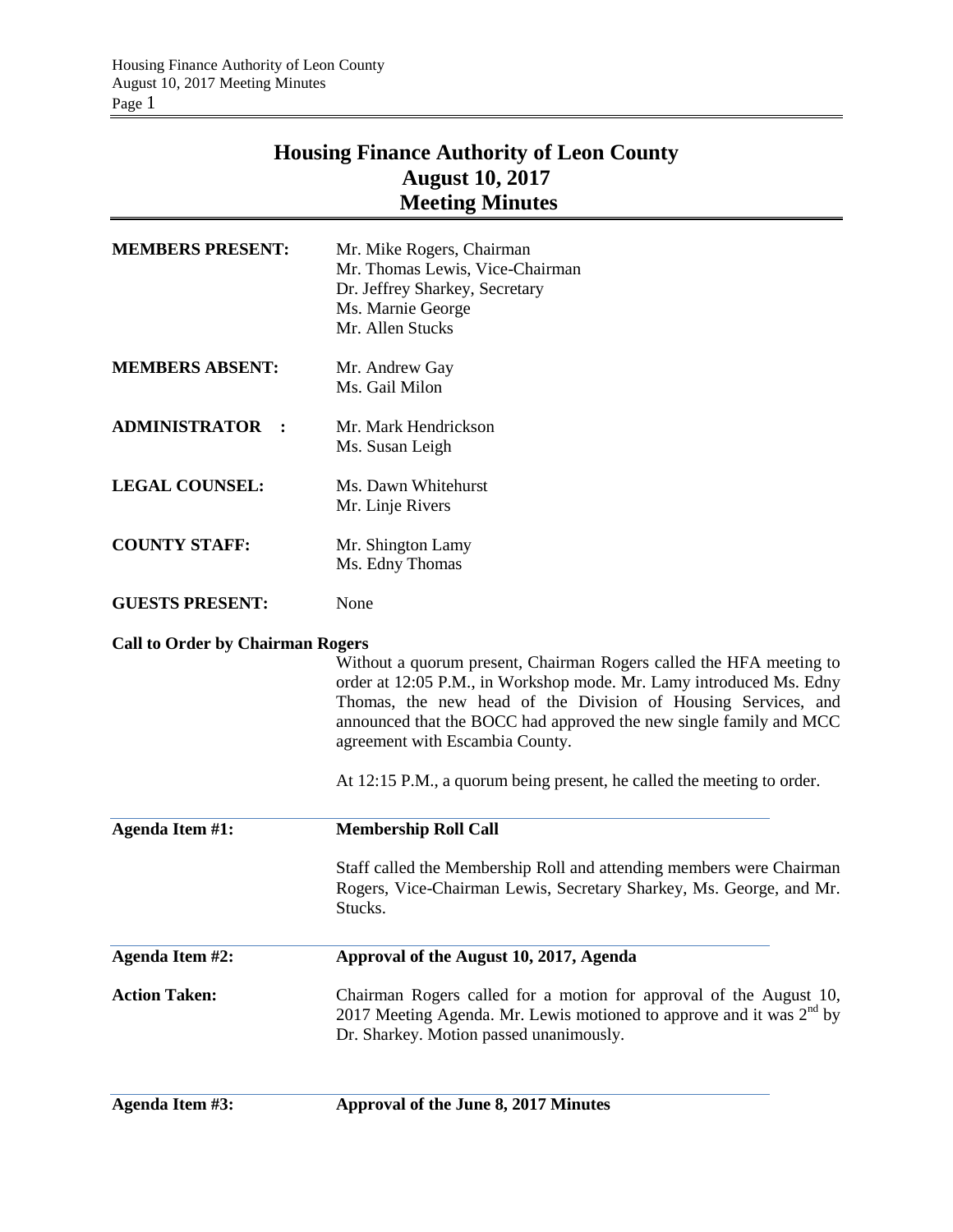# Housing Finance Authority of Leon County
## August 10, 2017
## Meeting Minutes

**MEMBERS PRESENT:** Mr. Mike Rogers, Chairman
Mr. Thomas Lewis, Vice-Chairman
Dr. Jeffrey Sharkey, Secretary
Ms. Marnie George
Mr. Allen Stucks

**MEMBERS ABSENT:** Mr. Andrew Gay
Ms. Gail Milon

**ADMINISTRATOR :** Mr. Mark Hendrickson
Ms. Susan Leigh

**LEGAL COUNSEL:** Ms. Dawn Whitehurst
Mr. Linje Rivers

**COUNTY STAFF:** Mr. Shington Lamy
Ms. Edny Thomas

**GUESTS PRESENT:** None

**Call to Order by Chairman Rogers**

Without a quorum present, Chairman Rogers called the HFA meeting to order at 12:05 P.M., in Workshop mode. Mr. Lamy introduced Ms. Edny Thomas, the new head of the Division of Housing Services, and announced that the BOCC had approved the new single family and MCC agreement with Escambia County.

At 12:15 P.M., a quorum being present, he called the meeting to order.

**Agenda Item #1:** **Membership Roll Call**

Staff called the Membership Roll and attending members were Chairman Rogers, Vice-Chairman Lewis, Secretary Sharkey, Ms. George, and Mr. Stucks.

**Agenda Item #2:** **Approval of the August 10, 2017, Agenda**

**Action Taken:** Chairman Rogers called for a motion for approval of the August 10, 2017 Meeting Agenda. Mr. Lewis motioned to approve and it was 2nd by Dr. Sharkey. Motion passed unanimously.

**Agenda Item #3:** **Approval of the June 8, 2017 Minutes**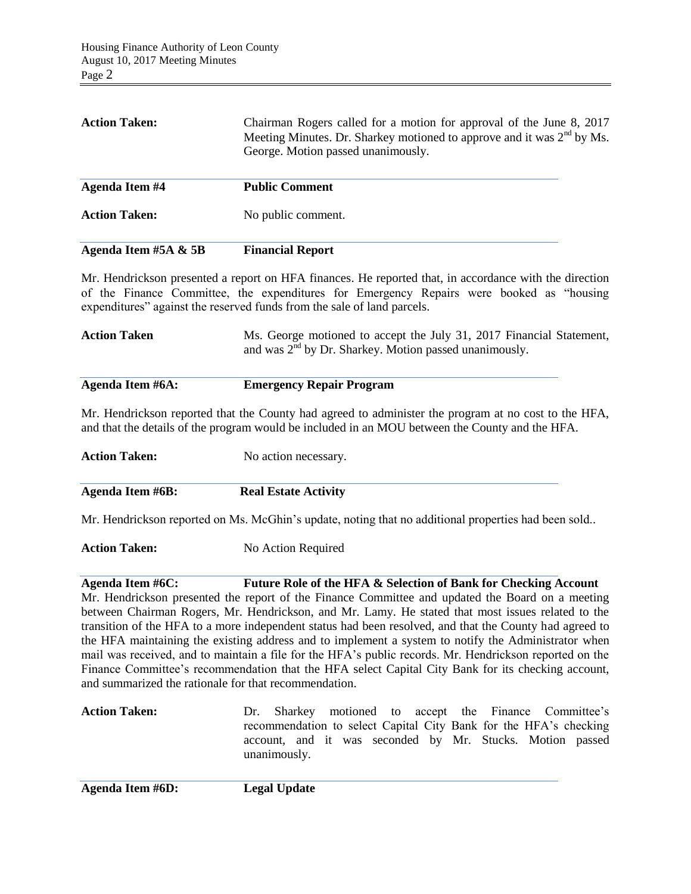**Action Taken:** Chairman Rogers called for a motion for approval of the June 8, 2017 Meeting Minutes. Dr. Sharkey motioned to approve and it was 2nd by Ms. George. Motion passed unanimously.

**Agenda Item #4** **Public Comment**

**Action Taken:** No public comment.

**Agenda Item #5A & 5B** **Financial Report**

Mr. Hendrickson presented a report on HFA finances. He reported that, in accordance with the direction of the Finance Committee, the expenditures for Emergency Repairs were booked as "housing expenditures" against the reserved funds from the sale of land parcels.

**Action Taken** Ms. George motioned to accept the July 31, 2017 Financial Statement, and was 2nd by Dr. Sharkey. Motion passed unanimously.

**Agenda Item #6A:** **Emergency Repair Program**

Mr. Hendrickson reported that the County had agreed to administer the program at no cost to the HFA, and that the details of the program would be included in an MOU between the County and the HFA.

**Action Taken:** No action necessary.

**Agenda Item #6B:** **Real Estate Activity**

Mr. Hendrickson reported on Ms. McGhin's update, noting that no additional properties had been sold..

**Action Taken:** No Action Required

**Agenda Item #6C:** **Future Role of the HFA & Selection of Bank for Checking Account**

Mr. Hendrickson presented the report of the Finance Committee and updated the Board on a meeting between Chairman Rogers, Mr. Hendrickson, and Mr. Lamy. He stated that most issues related to the transition of the HFA to a more independent status had been resolved, and that the County had agreed to the HFA maintaining the existing address and to implement a system to notify the Administrator when mail was received, and to maintain a file for the HFA's public records. Mr. Hendrickson reported on the Finance Committee's recommendation that the HFA select Capital City Bank for its checking account, and summarized the rationale for that recommendation.

**Action Taken:** Dr. Sharkey motioned to accept the Finance Committee's recommendation to select Capital City Bank for the HFA's checking account, and it was seconded by Mr. Stucks. Motion passed unanimously.

**Agenda Item #6D:** **Legal Update**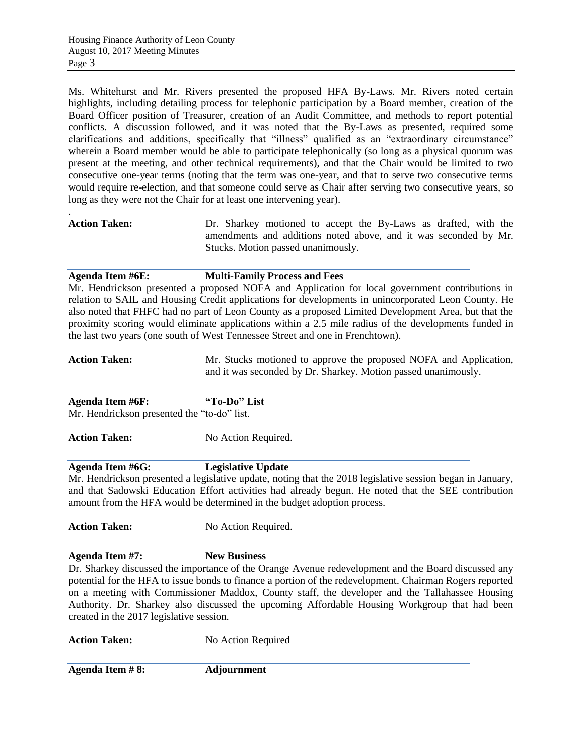Ms. Whitehurst and Mr. Rivers presented the proposed HFA By-Laws. Mr. Rivers noted certain highlights, including detailing process for telephonic participation by a Board member, creation of the Board Officer position of Treasurer, creation of an Audit Committee, and methods to report potential conflicts. A discussion followed, and it was noted that the By-Laws as presented, required some clarifications and additions, specifically that "illness" qualified as an "extraordinary circumstance" wherein a Board member would be able to participate telephonically (so long as a physical quorum was present at the meeting, and other technical requirements), and that the Chair would be limited to two consecutive one-year terms (noting that the term was one-year, and that to serve two consecutive terms would require re-election, and that someone could serve as Chair after serving two consecutive years, so long as they were not the Chair for at least one intervening year).

.

**Action Taken:** Dr. Sharkey motioned to accept the By-Laws as drafted, with the amendments and additions noted above, and it was seconded by Mr. Stucks. Motion passed unanimously.

---

**Agenda Item #6E: Multi-Family Process and Fees**

Mr. Hendrickson presented a proposed NOFA and Application for local government contributions in relation to SAIL and Housing Credit applications for developments in unincorporated Leon County. He also noted that FHFC had no part of Leon County as a proposed Limited Development Area, but that the proximity scoring would eliminate applications within a 2.5 mile radius of the developments funded in the last two years (one south of West Tennessee Street and one in Frenchtown).

**Action Taken:** Mr. Stucks motioned to approve the proposed NOFA and Application, and it was seconded by Dr. Sharkey. Motion passed unanimously.

---

**Agenda Item #6F: "To-Do" List**

Mr. Hendrickson presented the "to-do" list.

**Action Taken:** No Action Required.

---

**Agenda Item #6G: Legislative Update**

Mr. Hendrickson presented a legislative update, noting that the 2018 legislative session began in January, and that Sadowski Education Effort activities had already begun. He noted that the SEE contribution amount from the HFA would be determined in the budget adoption process.

**Action Taken:** No Action Required.

---

**Agenda Item #7: New Business**

Dr. Sharkey discussed the importance of the Orange Avenue redevelopment and the Board discussed any potential for the HFA to issue bonds to finance a portion of the redevelopment. Chairman Rogers reported on a meeting with Commissioner Maddox, County staff, the developer and the Tallahassee Housing Authority. Dr. Sharkey also discussed the upcoming Affordable Housing Workgroup that had been created in the 2017 legislative session.

**Action Taken:** No Action Required

---

**Agenda Item # 8: Adjournment**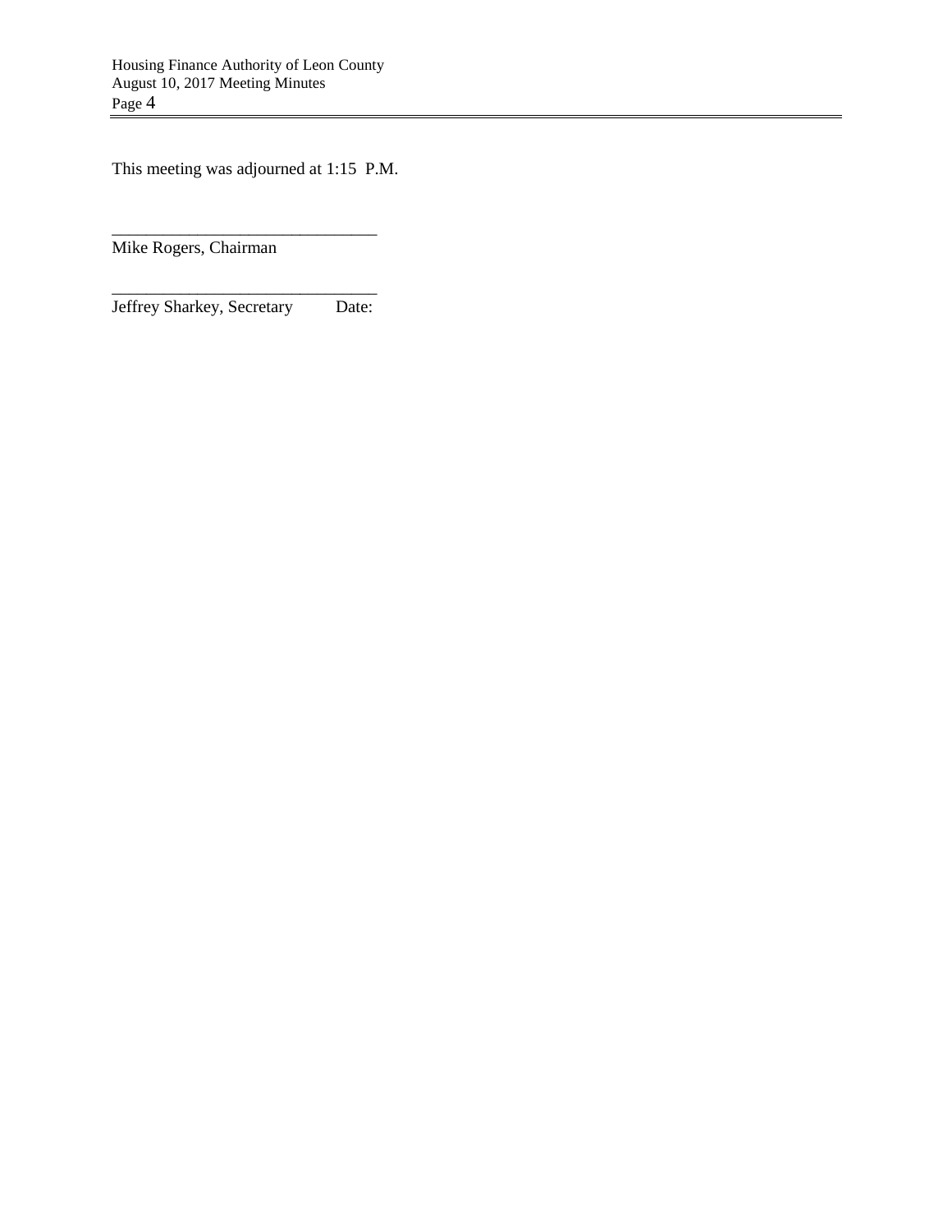This meeting was adjourned at 1:15 P.M.

________________________________
Mike Rogers, Chairman

________________________________
Jeffrey Sharkey, Secretary Date: